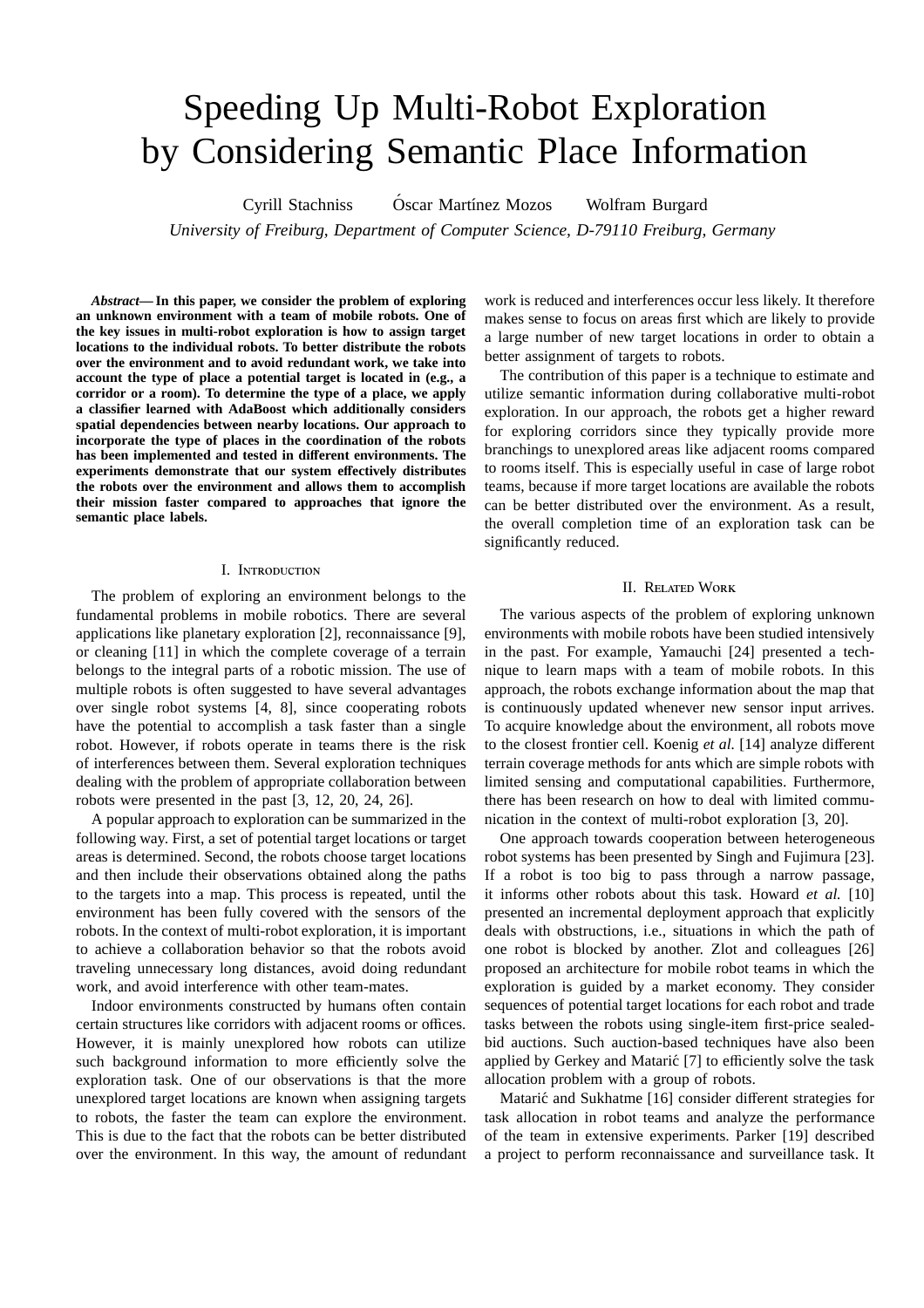# Speeding Up Multi-Robot Exploration by Considering Semantic Place Information

Cyrill Stachniss Óscar Martínez Mozos Wolfram Burgard

*University of Freiburg, Department of Computer Science, D-79110 Freiburg, Germany*

***Abstract*— In this paper, we consider the problem of exploring an unknown environment with a team of mobile robots. One of the key issues in multi-robot exploration is how to assign target locations to the individual robots. To better distribute the robots over the environment and to avoid redundant work, we take into account the type of place a potential target is located in (e.g., a corridor or a room). To determine the type of a place, we apply a classifier learned with AdaBoost which additionally considers spatial dependencies between nearby locations. Our approach to incorporate the type of places in the coordination of the robots has been implemented and tested in different environments. The experiments demonstrate that our system effectively distributes the robots over the environment and allows them to accomplish their mission faster compared to approaches that ignore the semantic place labels.**

## I. Introduction

The problem of exploring an environment belongs to the fundamental problems in mobile robotics. There are several applications like planetary exploration [2], reconnaissance [9], or cleaning [11] in which the complete coverage of a terrain belongs to the integral parts of a robotic mission. The use of multiple robots is often suggested to have several advantages over single robot systems [4, 8], since cooperating robots have the potential to accomplish a task faster than a single robot. However, if robots operate in teams there is the risk of interferences between them. Several exploration techniques dealing with the problem of appropriate collaboration between robots were presented in the past [3, 12, 20, 24, 26].

A popular approach to exploration can be summarized in the following way. First, a set of potential target locations or target areas is determined. Second, the robots choose target locations and then include their observations obtained along the paths to the targets into a map. This process is repeated, until the environment has been fully covered with the sensors of the robots. In the context of multi-robot exploration, it is important to achieve a collaboration behavior so that the robots avoid traveling unnecessary long distances, avoid doing redundant work, and avoid interference with other team-mates.

Indoor environments constructed by humans often contain certain structures like corridors with adjacent rooms or offices. However, it is mainly unexplored how robots can utilize such background information to more efficiently solve the exploration task. One of our observations is that the more unexplored target locations are known when assigning targets to robots, the faster the team can explore the environment. This is due to the fact that the robots can be better distributed over the environment. In this way, the amount of redundant work is reduced and interferences occur less likely. It therefore makes sense to focus on areas first which are likely to provide a large number of new target locations in order to obtain a better assignment of targets to robots.

The contribution of this paper is a technique to estimate and utilize semantic information during collaborative multi-robot exploration. In our approach, the robots get a higher reward for exploring corridors since they typically provide more branchings to unexplored areas like adjacent rooms compared to rooms itself. This is especially useful in case of large robot teams, because if more target locations are available the robots can be better distributed over the environment. As a result, the overall completion time of an exploration task can be significantly reduced.

## II. Related Work

The various aspects of the problem of exploring unknown environments with mobile robots have been studied intensively in the past. For example, Yamauchi [24] presented a technique to learn maps with a team of mobile robots. In this approach, the robots exchange information about the map that is continuously updated whenever new sensor input arrives. To acquire knowledge about the environment, all robots move to the closest frontier cell. Koenig *et al.* [14] analyze different terrain coverage methods for ants which are simple robots with limited sensing and computational capabilities. Furthermore, there has been research on how to deal with limited communication in the context of multi-robot exploration [3, 20].

One approach towards cooperation between heterogeneous robot systems has been presented by Singh and Fujimura [23]. If a robot is too big to pass through a narrow passage, it informs other robots about this task. Howard *et al.* [10] presented an incremental deployment approach that explicitly deals with obstructions, i.e., situations in which the path of one robot is blocked by another. Zlot and colleagues [26] proposed an architecture for mobile robot teams in which the exploration is guided by a market economy. They consider sequences of potential target locations for each robot and trade tasks between the robots using single-item first-price sealed-bid auctions. Such auction-based techniques have also been applied by Gerkey and Matarić [7] to efficiently solve the task allocation problem with a group of robots.

Matarić and Sukhatme [16] consider different strategies for task allocation in robot teams and analyze the performance of the team in extensive experiments. Parker [19] described a project to perform reconnaissance and surveillance task. It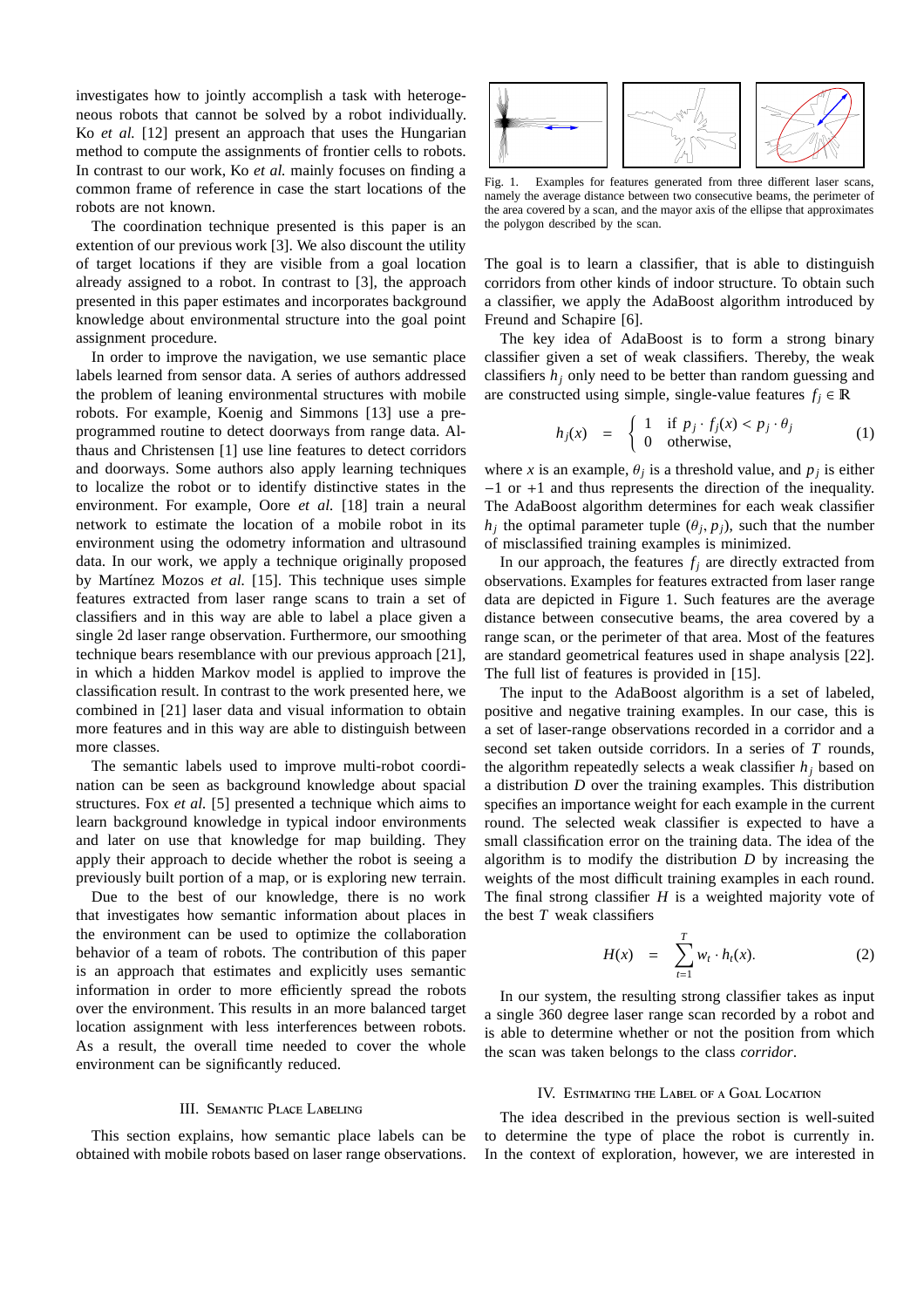investigates how to jointly accomplish a task with heterogeneous robots that cannot be solved by a robot individually. Ko *et al.* [12] present an approach that uses the Hungarian method to compute the assignments of frontier cells to robots. In contrast to our work, Ko *et al.* mainly focuses on finding a common frame of reference in case the start locations of the robots are not known.

The coordination technique presented is this paper is an extention of our previous work [3]. We also discount the utility of target locations if they are visible from a goal location already assigned to a robot. In contrast to [3], the approach presented in this paper estimates and incorporates background knowledge about environmental structure into the goal point assignment procedure.

In order to improve the navigation, we use semantic place labels learned from sensor data. A series of authors addressed the problem of leaning environmental structures with mobile robots. For example, Koenig and Simmons [13] use a pre-programmed routine to detect doorways from range data. Althaus and Christensen [1] use line features to detect corridors and doorways. Some authors also apply learning techniques to localize the robot or to identify distinctive states in the environment. For example, Oore *et al.* [18] train a neural network to estimate the location of a mobile robot in its environment using the odometry information and ultrasound data. In our work, we apply a technique originally proposed by Martínez Mozos *et al.* [15]. This technique uses simple features extracted from laser range scans to train a set of classifiers and in this way are able to label a place given a single 2d laser range observation. Furthermore, our smoothing technique bears resemblance with our previous approach [21], in which a hidden Markov model is applied to improve the classification result. In contrast to the work presented here, we combined in [21] laser data and visual information to obtain more features and in this way are able to distinguish between more classes.

The semantic labels used to improve multi-robot coordination can be seen as background knowledge about spacial structures. Fox *et al.* [5] presented a technique which aims to learn background knowledge in typical indoor environments and later on use that knowledge for map building. They apply their approach to decide whether the robot is seeing a previously built portion of a map, or is exploring new terrain.

Due to the best of our knowledge, there is no work that investigates how semantic information about places in the environment can be used to optimize the collaboration behavior of a team of robots. The contribution of this paper is an approach that estimates and explicitly uses semantic information in order to more efficiently spread the robots over the environment. This results in an more balanced target location assignment with less interferences between robots. As a result, the overall time needed to cover the whole environment can be significantly reduced.

## III. Semantic Place Labeling

This section explains, how semantic place labels can be obtained with mobile robots based on laser range observations.

Fig. 1. Examples for features generated from three different laser scans, namely the average distance between two consecutive beams, the perimeter of the area covered by a scan, and the mayor axis of the ellipse that approximates the polygon described by the scan.

The goal is to learn a classifier, that is able to distinguish corridors from other kinds of indoor structure. To obtain such a classifier, we apply the AdaBoost algorithm introduced by Freund and Schapire [6].

The key idea of AdaBoost is to form a strong binary classifier given a set of weak classifiers. Thereby, the weak classifiers $h_j$ only need to be better than random guessing and are constructed using simple, single-value features $f_j \in \mathbb{R}$

$$h_j(x) \quad = \quad \begin{cases} 1 & \text{if } p_j \cdot f_j(x) < p_j \cdot \theta_j \\ 0 & \text{otherwise,} \end{cases} \tag{1}$$

where $x$ is an example, $\theta_j$ is a threshold value, and $p_j$ is either $-1$ or $+1$ and thus represents the direction of the inequality. The AdaBoost algorithm determines for each weak classifier $h_j$ the optimal parameter tuple $(\theta_j, p_j)$, such that the number of misclassified training examples is minimized.

In our approach, the features $f_j$ are directly extracted from observations. Examples for features extracted from laser range data are depicted in Figure 1. Such features are the average distance between consecutive beams, the area covered by a range scan, or the perimeter of that area. Most of the features are standard geometrical features used in shape analysis [22]. The full list of features is provided in [15].

The input to the AdaBoost algorithm is a set of labeled, positive and negative training examples. In our case, this is a set of laser-range observations recorded in a corridor and a second set taken outside corridors. In a series of $T$ rounds, the algorithm repeatedly selects a weak classifier $h_j$ based on a distribution $D$ over the training examples. This distribution specifies an importance weight for each example in the current round. The selected weak classifier is expected to have a small classification error on the training data. The idea of the algorithm is to modify the distribution $D$ by increasing the weights of the most difficult training examples in each round. The final strong classifier $H$ is a weighted majority vote of the best $T$ weak classifiers

$$H(x) \quad = \quad \sum_{t=1}^{T} w_t \cdot h_t(x). \tag{2}$$

In our system, the resulting strong classifier takes as input a single 360 degree laser range scan recorded by a robot and is able to determine whether or not the position from which the scan was taken belongs to the class *corridor*.

## IV. Estimating the Label of a Goal Location

The idea described in the previous section is well-suited to determine the type of place the robot is currently in. In the context of exploration, however, we are interested in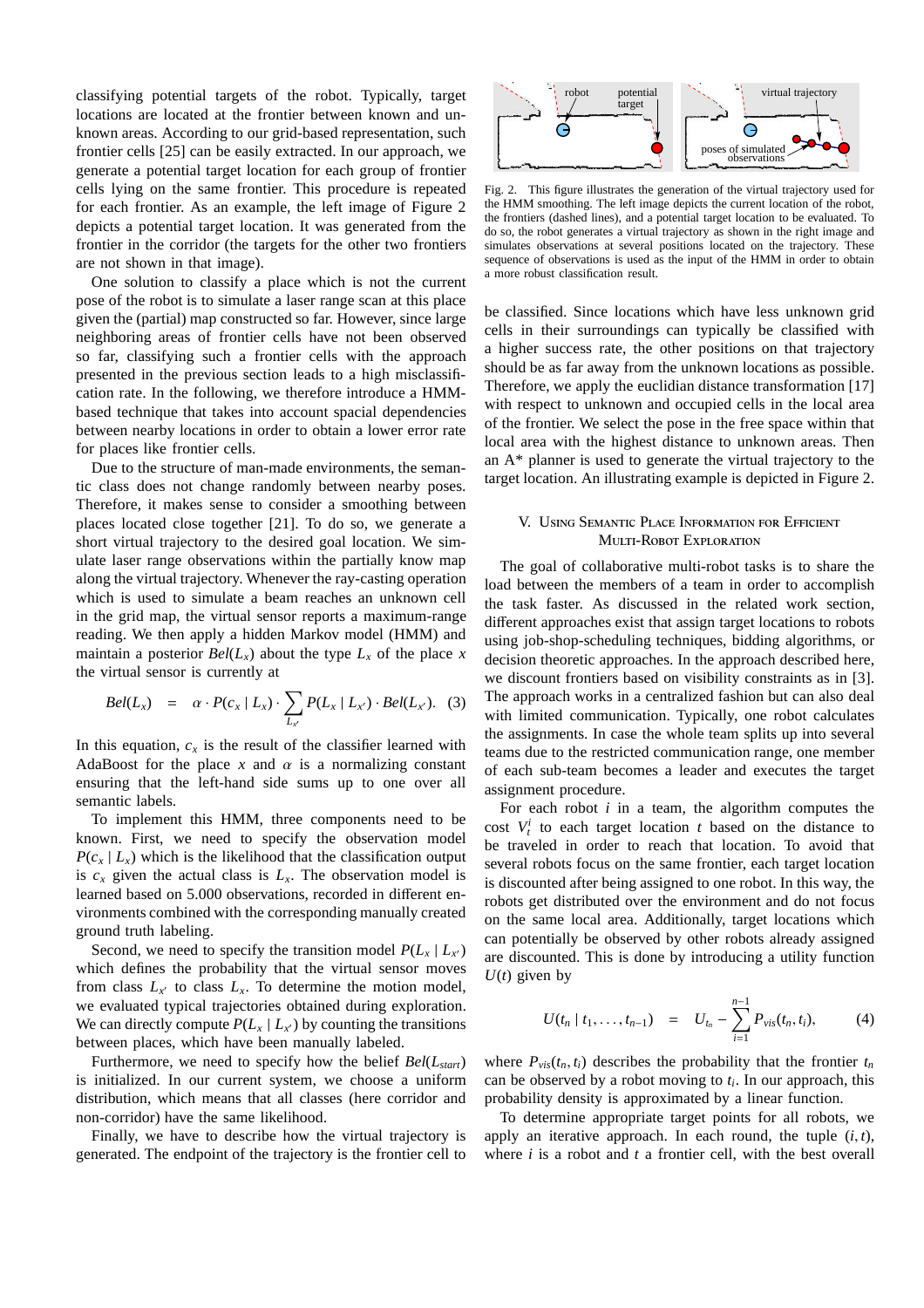classifying potential targets of the robot. Typically, target locations are located at the frontier between known and unknown areas. According to our grid-based representation, such frontier cells [25] can be easily extracted. In our approach, we generate a potential target location for each group of frontier cells lying on the same frontier. This procedure is repeated for each frontier. As an example, the left image of Figure 2 depicts a potential target location. It was generated from the frontier in the corridor (the targets for the other two frontiers are not shown in that image).

One solution to classify a place which is not the current pose of the robot is to simulate a laser range scan at this place given the (partial) map constructed so far. However, since large neighboring areas of frontier cells have not been observed so far, classifying such a frontier cells with the approach presented in the previous section leads to a high misclassification rate. In the following, we therefore introduce a HMM-based technique that takes into account spacial dependencies between nearby locations in order to obtain a lower error rate for places like frontier cells.

Due to the structure of man-made environments, the semantic class does not change randomly between nearby poses. Therefore, it makes sense to consider a smoothing between places located close together [21]. To do so, we generate a short virtual trajectory to the desired goal location. We simulate laser range observations within the partially know map along the virtual trajectory. Whenever the ray-casting operation which is used to simulate a beam reaches an unknown cell in the grid map, the virtual sensor reports a maximum-range reading. We then apply a hidden Markov model (HMM) and maintain a posterior $Bel(L_x)$ about the type $L_x$ of the place $x$ the virtual sensor is currently at

$$Bel(L_x) \;\;=\;\; \alpha \cdot P(c_x \mid L_x) \cdot \sum_{L_{x'}} P(L_x \mid L_{x'}) \cdot Bel(L_{x'}). \quad (3)$$

In this equation, $c_x$ is the result of the classifier learned with AdaBoost for the place $x$ and $\alpha$ is a normalizing constant ensuring that the left-hand side sums up to one over all semantic labels.

To implement this HMM, three components need to be known. First, we need to specify the observation model $P(c_x \mid L_x)$ which is the likelihood that the classification output is $c_x$ given the actual class is $L_x$. The observation model is learned based on 5.000 observations, recorded in different environments combined with the corresponding manually created ground truth labeling.

Second, we need to specify the transition model $P(L_x \mid L_{x'})$ which defines the probability that the virtual sensor moves from class $L_{x'}$ to class $L_x$. To determine the motion model, we evaluated typical trajectories obtained during exploration. We can directly compute $P(L_x \mid L_{x'})$ by counting the transitions between places, which have been manually labeled.

Furthermore, we need to specify how the belief $Bel(L_{start})$ is initialized. In our current system, we choose a uniform distribution, which means that all classes (here corridor and non-corridor) have the same likelihood.

Finally, we have to describe how the virtual trajectory is generated. The endpoint of the trajectory is the frontier cell to be classified. Since locations which have less unknown grid cells in their surroundings can typically be classified with a higher success rate, the other positions on that trajectory should be as far away from the unknown locations as possible. Therefore, we apply the euclidian distance transformation [17] with respect to unknown and occupied cells in the local area of the frontier. We select the pose in the free space within that local area with the highest distance to unknown areas. Then an A* planner is used to generate the virtual trajectory to the target location. An illustrating example is depicted in Figure 2.

Fig. 2. This figure illustrates the generation of the virtual trajectory used for the HMM smoothing. The left image depicts the current location of the robot, the frontiers (dashed lines), and a potential target location to be evaluated. To do so, the robot generates a virtual trajectory as shown in the right image and simulates observations at several positions located on the trajectory. These sequence of observations is used as the input of the HMM in order to obtain a more robust classification result.

## V. Using Semantic Place Information for Efficient Multi-Robot Exploration

The goal of collaborative multi-robot tasks is to share the load between the members of a team in order to accomplish the task faster. As discussed in the related work section, different approaches exist that assign target locations to robots using job-shop-scheduling techniques, bidding algorithms, or decision theoretic approaches. In the approach described here, we discount frontiers based on visibility constraints as in [3]. The approach works in a centralized fashion but can also deal with limited communication. Typically, one robot calculates the assignments. In case the whole team splits up into several teams due to the restricted communication range, one member of each sub-team becomes a leader and executes the target assignment procedure.

For each robot $i$ in a team, the algorithm computes the cost $V_t^i$ to each target location $t$ based on the distance to be traveled in order to reach that location. To avoid that several robots focus on the same frontier, each target location is discounted after being assigned to one robot. In this way, the robots get distributed over the environment and do not focus on the same local area. Additionally, target locations which can potentially be observed by other robots already assigned are discounted. This is done by introducing a utility function $U(t)$ given by

$$U(t_n \mid t_1, \ldots, t_{n-1}) \;\;=\;\; U_{t_n} - \sum_{i=1}^{n-1} P_{vis}(t_n, t_i), \quad (4)$$

where $P_{vis}(t_n, t_i)$ describes the probability that the frontier $t_n$ can be observed by a robot moving to $t_i$. In our approach, this probability density is approximated by a linear function.

To determine appropriate target points for all robots, we apply an iterative approach. In each round, the tuple $(i, t)$, where $i$ is a robot and $t$ a frontier cell, with the best overall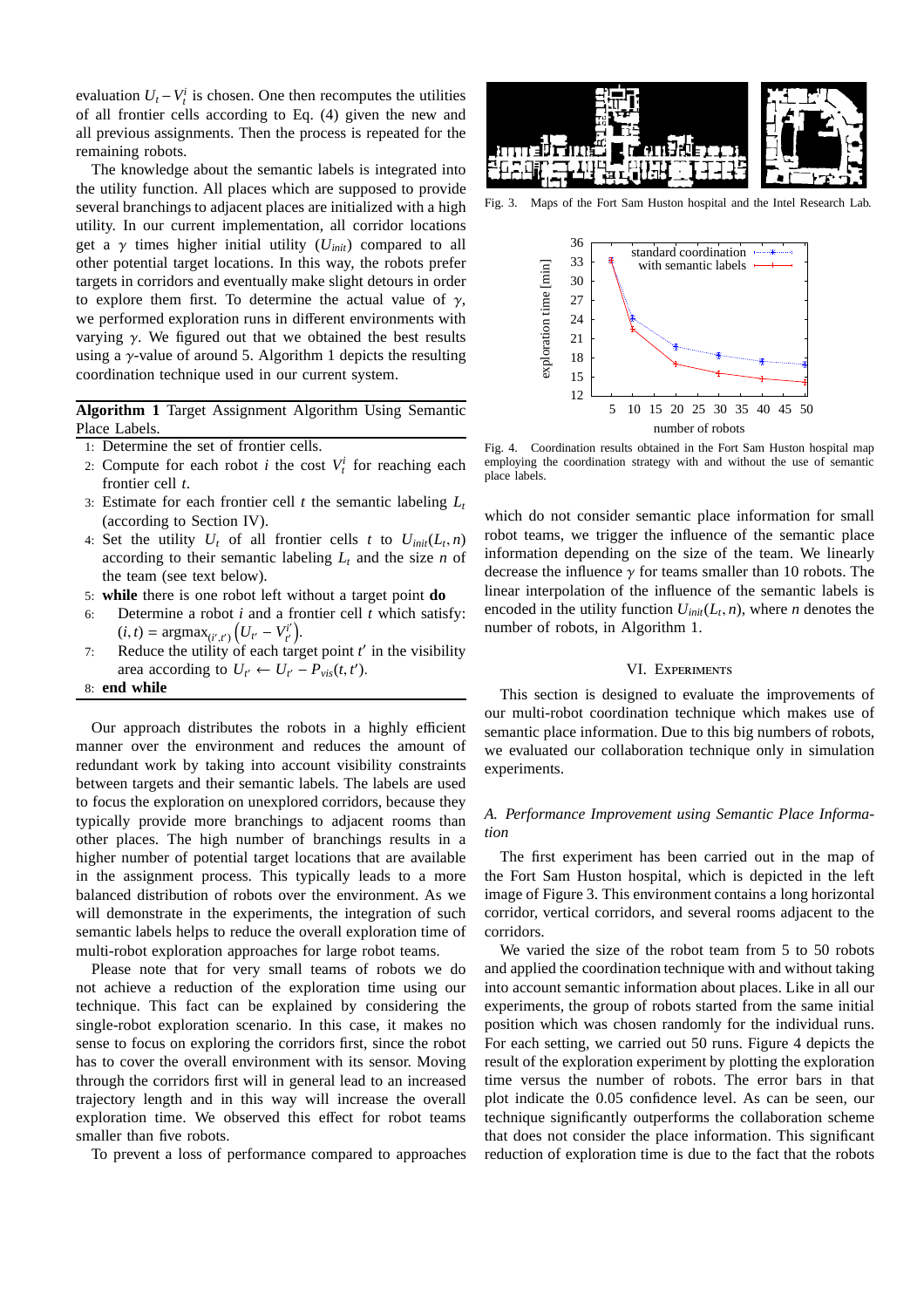evaluation $U_t - V_t^i$ is chosen. One then recomputes the utilities of all frontier cells according to Eq. (4) given the new and all previous assignments. Then the process is repeated for the remaining robots.

The knowledge about the semantic labels is integrated into the utility function. All places which are supposed to provide several branchings to adjacent places are initialized with a high utility. In our current implementation, all corridor locations get a $\gamma$ times higher initial utility ($U_{init}$) compared to all other potential target locations. In this way, the robots prefer targets in corridors and eventually make slight detours in order to explore them first. To determine the actual value of $\gamma$, we performed exploration runs in different environments with varying $\gamma$. We figured out that we obtained the best results using a $\gamma$-value of around 5. Algorithm 1 depicts the resulting coordination technique used in our current system.

**Algorithm 1** Target Assignment Algorithm Using Semantic Place Labels.

1: Determine the set of frontier cells.
2: Compute for each robot $i$ the cost $V_t^i$ for reaching each frontier cell $t$.
3: Estimate for each frontier cell $t$ the semantic labeling $L_t$ (according to Section IV).
4: Set the utility $U_t$ of all frontier cells $t$ to $U_{init}(L_t, n)$ according to their semantic labeling $L_t$ and the size $n$ of the team (see text below).
5: **while** there is one robot left without a target point **do**
6: Determine a robot $i$ and a frontier cell $t$ which satisfy: $(i,t) = \text{argmax}_{(i',t')}\left(U_{t'} - V_{t'}^{i'}\right)$.
7: Reduce the utility of each target point $t'$ in the visibility area according to $U_{t'} \leftarrow U_{t'} - P_{vis}(t,t')$.
8: **end while**

Our approach distributes the robots in a highly efficient manner over the environment and reduces the amount of redundant work by taking into account visibility constraints between targets and their semantic labels. The labels are used to focus the exploration on unexplored corridors, because they typically provide more branchings to adjacent rooms than other places. The high number of branchings results in a higher number of potential target locations that are available in the assignment process. This typically leads to a more balanced distribution of robots over the environment. As we will demonstrate in the experiments, the integration of such semantic labels helps to reduce the overall exploration time of multi-robot exploration approaches for large robot teams.

Please note that for very small teams of robots we do not achieve a reduction of the exploration time using our technique. This fact can be explained by considering the single-robot exploration scenario. In this case, it makes no sense to focus on exploring the corridors first, since the robot has to cover the overall environment with its sensor. Moving through the corridors first will in general lead to an increased trajectory length and in this way will increase the overall exploration time. We observed this effect for robot teams smaller than five robots.

To prevent a loss of performance compared to approaches which do not consider semantic place information for small robot teams, we trigger the influence of the semantic place information depending on the size of the team. We linearly decrease the influence $\gamma$ for teams smaller than 10 robots. The linear interpolation of the influence of the semantic labels is encoded in the utility function $U_{init}(L_t, n)$, where $n$ denotes the number of robots, in Algorithm 1.

Fig. 3. Maps of the Fort Sam Huston hospital and the Intel Research Lab.

exploration time [min]
36
33
30
27
24
21
18
15
12
5 10 15 20 25 30 35 40 45 50
number of robots
standard coordination
with semantic labels

Fig. 4. Coordination results obtained in the Fort Sam Huston hospital map employing the coordination strategy with and without the use of semantic place labels.

## VI. Experiments

This section is designed to evaluate the improvements of our multi-robot coordination technique which makes use of semantic place information. Due to this big numbers of robots, we evaluated our collaboration technique only in simulation experiments.

### *A. Performance Improvement using Semantic Place Information*

The first experiment has been carried out in the map of the Fort Sam Huston hospital, which is depicted in the left image of Figure 3. This environment contains a long horizontal corridor, vertical corridors, and several rooms adjacent to the corridors.

We varied the size of the robot team from 5 to 50 robots and applied the coordination technique with and without taking into account semantic information about places. Like in all our experiments, the group of robots started from the same initial position which was chosen randomly for the individual runs. For each setting, we carried out 50 runs. Figure 4 depicts the result of the exploration experiment by plotting the exploration time versus the number of robots. The error bars in that plot indicate the 0.05 confidence level. As can be seen, our technique significantly outperforms the collaboration scheme that does not consider the place information. This significant reduction of exploration time is due to the fact that the robots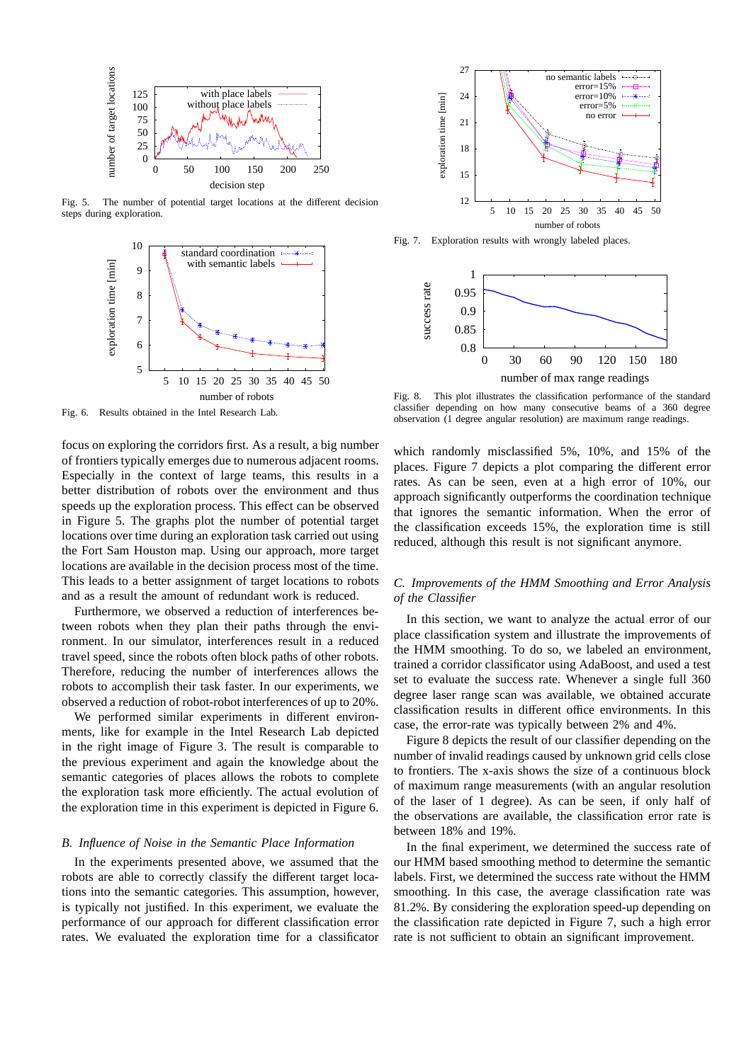Fig. 5. The number of potential target locations at the different decision steps during exploration.

Fig. 6. Results obtained in the Intel Research Lab.

focus on exploring the corridors first. As a result, a big number of frontiers typically emerges due to numerous adjacent rooms. Especially in the context of large teams, this results in a better distribution of robots over the environment and thus speeds up the exploration process. This effect can be observed in Figure 5. The graphs plot the number of potential target locations over time during an exploration task carried out using the Fort Sam Houston map. Using our approach, more target locations are available in the decision process most of the time. This leads to a better assignment of target locations to robots and as a result the amount of redundant work is reduced.

Furthermore, we observed a reduction of interferences between robots when they plan their paths through the environment. In our simulator, interferences result in a reduced travel speed, since the robots often block paths of other robots. Therefore, reducing the number of interferences allows the robots to accomplish their task faster. In our experiments, we observed a reduction of robot-robot interferences of up to 20%.

We performed similar experiments in different environments, like for example in the Intel Research Lab depicted in the right image of Figure 3. The result is comparable to the previous experiment and again the knowledge about the semantic categories of places allows the robots to complete the exploration task more efficiently. The actual evolution of the exploration time in this experiment is depicted in Figure 6.

### *B. Influence of Noise in the Semantic Place Information*

In the experiments presented above, we assumed that the robots are able to correctly classify the different target locations into the semantic categories. This assumption, however, is typically not justified. In this experiment, we evaluate the performance of our approach for different classification error rates. We evaluated the exploration time for a classificator which randomly misclassified 5%, 10%, and 15% of the places. Figure 7 depicts a plot comparing the different error rates. As can be seen, even at a high error of 10%, our approach significantly outperforms the coordination technique that ignores the semantic information. When the error of the classification exceeds 15%, the exploration time is still reduced, although this result is not significant anymore.

Fig. 7. Exploration results with wrongly labeled places.

Fig. 8. This plot illustrates the classification performance of the standard classifier depending on how many consecutive beams of a 360 degree observation (1 degree angular resolution) are maximum range readings.

### *C. Improvements of the HMM Smoothing and Error Analysis of the Classifier*

In this section, we want to analyze the actual error of our place classification system and illustrate the improvements of the HMM smoothing. To do so, we labeled an environment, trained a corridor classificator using AdaBoost, and used a test set to evaluate the success rate. Whenever a single full 360 degree laser range scan was available, we obtained accurate classification results in different office environments. In this case, the error-rate was typically between 2% and 4%.

Figure 8 depicts the result of our classifier depending on the number of invalid readings caused by unknown grid cells close to frontiers. The x-axis shows the size of a continuous block of maximum range measurements (with an angular resolution of the laser of 1 degree). As can be seen, if only half of the observations are available, the classification error rate is between 18% and 19%.

In the final experiment, we determined the success rate of our HMM based smoothing method to determine the semantic labels. First, we determined the success rate without the HMM smoothing. In this case, the average classification rate was 81.2%. By considering the exploration speed-up depending on the classification rate depicted in Figure 7, such a high error rate is not sufficient to obtain an significant improvement.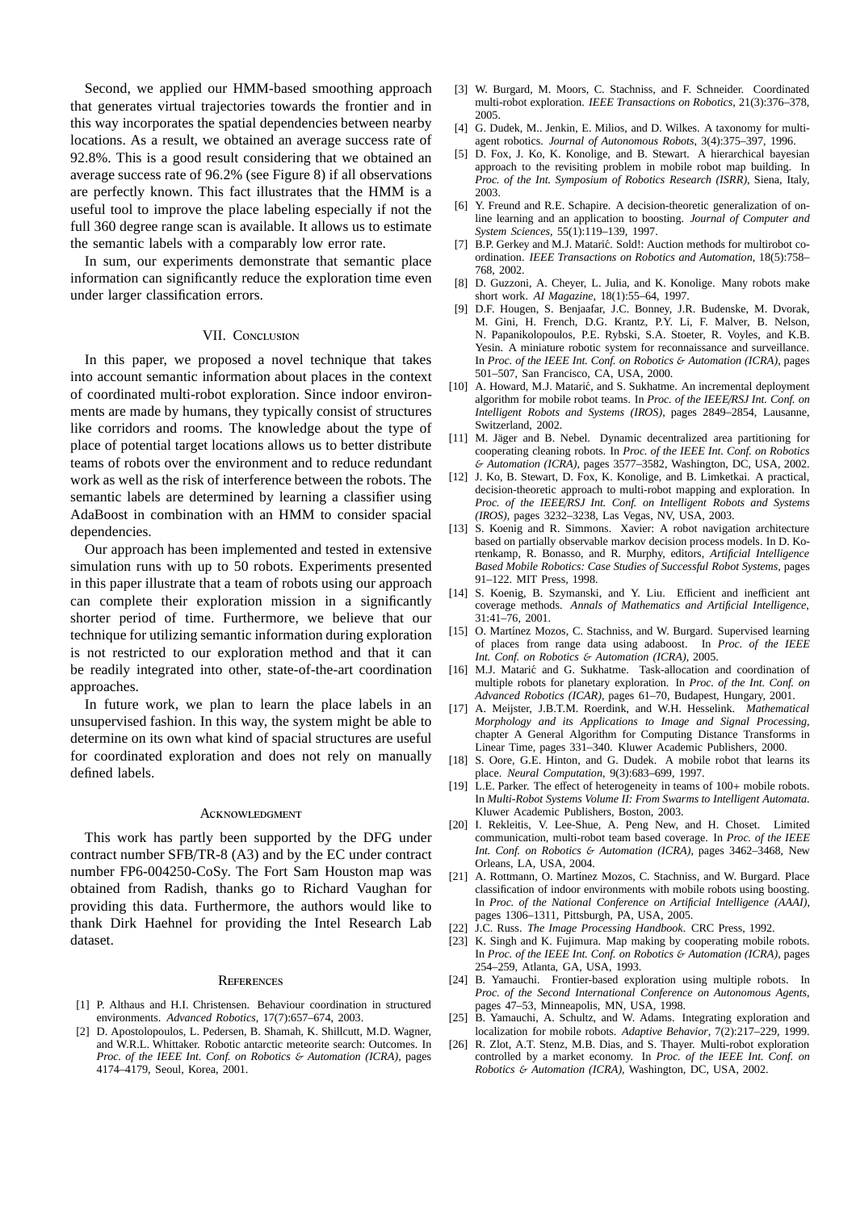Second, we applied our HMM-based smoothing approach that generates virtual trajectories towards the frontier and in this way incorporates the spatial dependencies between nearby locations. As a result, we obtained an average success rate of 92.8%. This is a good result considering that we obtained an average success rate of 96.2% (see Figure 8) if all observations are perfectly known. This fact illustrates that the HMM is a useful tool to improve the place labeling especially if not the full 360 degree range scan is available. It allows us to estimate the semantic labels with a comparably low error rate.

In sum, our experiments demonstrate that semantic place information can significantly reduce the exploration time even under larger classification errors.

## VII. Conclusion

In this paper, we proposed a novel technique that takes into account semantic information about places in the context of coordinated multi-robot exploration. Since indoor environments are made by humans, they typically consist of structures like corridors and rooms. The knowledge about the type of place of potential target locations allows us to better distribute teams of robots over the environment and to reduce redundant work as well as the risk of interference between the robots. The semantic labels are determined by learning a classifier using AdaBoost in combination with an HMM to consider spacial dependencies.

Our approach has been implemented and tested in extensive simulation runs with up to 50 robots. Experiments presented in this paper illustrate that a team of robots using our approach can complete their exploration mission in a significantly shorter period of time. Furthermore, we believe that our technique for utilizing semantic information during exploration is not restricted to our exploration method and that it can be readily integrated into other, state-of-the-art coordination approaches.

In future work, we plan to learn the place labels in an unsupervised fashion. In this way, the system might be able to determine on its own what kind of spacial structures are useful for coordinated exploration and does not rely on manually defined labels.

## Acknowledgment

This work has partly been supported by the DFG under contract number SFB/TR-8 (A3) and by the EC under contract number FP6-004250-CoSy. The Fort Sam Houston map was obtained from Radish, thanks go to Richard Vaughan for providing this data. Furthermore, the authors would like to thank Dirk Haehnel for providing the Intel Research Lab dataset.

## References

[1] P. Althaus and H.I. Christensen. Behaviour coordination in structured environments. *Advanced Robotics*, 17(7):657–674, 2003.

[2] D. Apostolopoulos, L. Pedersen, B. Shamah, K. Shillcutt, M.D. Wagner, and W.R.L. Whittaker. Robotic antarctic meteorite search: Outcomes. In *Proc. of the IEEE Int. Conf. on Robotics & Automation (ICRA)*, pages 4174–4179, Seoul, Korea, 2001.

[3] W. Burgard, M. Moors, C. Stachniss, and F. Schneider. Coordinated multi-robot exploration. *IEEE Transactions on Robotics*, 21(3):376–378, 2005.

[4] G. Dudek, M.. Jenkin, E. Milios, and D. Wilkes. A taxonomy for multi-agent robotics. *Journal of Autonomous Robots*, 3(4):375–397, 1996.

[5] D. Fox, J. Ko, K. Konolige, and B. Stewart. A hierarchical bayesian approach to the revisiting problem in mobile robot map building. In *Proc. of the Int. Symposium of Robotics Research (ISRR)*, Siena, Italy, 2003.

[6] Y. Freund and R.E. Schapire. A decision-theoretic generalization of on-line learning and an application to boosting. *Journal of Computer and System Sciences*, 55(1):119–139, 1997.

[7] B.P. Gerkey and M.J. Matarić. Sold!: Auction methods for multirobot coordination. *IEEE Transactions on Robotics and Automation*, 18(5):758–768, 2002.

[8] D. Guzzoni, A. Cheyer, L. Julia, and K. Konolige. Many robots make short work. *AI Magazine*, 18(1):55–64, 1997.

[9] D.F. Hougen, S. Benjaafar, J.C. Bonney, J.R. Budenske, M. Dvorak, M. Gini, H. French, D.G. Krantz, P.Y. Li, F. Malver, B. Nelson, N. Papanikolopoulos, P.E. Rybski, S.A. Stoeter, R. Voyles, and K.B. Yesin. A miniature robotic system for reconnaissance and surveillance. In *Proc. of the IEEE Int. Conf. on Robotics & Automation (ICRA)*, pages 501–507, San Francisco, CA, USA, 2000.

[10] A. Howard, M.J. Matarić, and S. Sukhatme. An incremental deployment algorithm for mobile robot teams. In *Proc. of the IEEE/RSJ Int. Conf. on Intelligent Robots and Systems (IROS)*, pages 2849–2854, Lausanne, Switzerland, 2002.

[11] M. Jäger and B. Nebel. Dynamic decentralized area partitioning for cooperating cleaning robots. In *Proc. of the IEEE Int. Conf. on Robotics & Automation (ICRA)*, pages 3577–3582, Washington, DC, USA, 2002.

[12] J. Ko, B. Stewart, D. Fox, K. Konolige, and B. Limketkai. A practical, decision-theoretic approach to multi-robot mapping and exploration. In *Proc. of the IEEE/RSJ Int. Conf. on Intelligent Robots and Systems (IROS)*, pages 3232–3238, Las Vegas, NV, USA, 2003.

[13] S. Koenig and R. Simmons. Xavier: A robot navigation architecture based on partially observable markov decision process models. In D. Kortenkamp, R. Bonasso, and R. Murphy, editors, *Artificial Intelligence Based Mobile Robotics: Case Studies of Successful Robot Systems*, pages 91–122. MIT Press, 1998.

[14] S. Koenig, B. Szymanski, and Y. Liu. Efficient and inefficient ant coverage methods. *Annals of Mathematics and Artificial Intelligence*, 31:41–76, 2001.

[15] O. Martínez Mozos, C. Stachniss, and W. Burgard. Supervised learning of places from range data using adaboost. In *Proc. of the IEEE Int. Conf. on Robotics & Automation (ICRA)*, 2005.

[16] M.J. Matarić and G. Sukhatme. Task-allocation and coordination of multiple robots for planetary exploration. In *Proc. of the Int. Conf. on Advanced Robotics (ICAR)*, pages 61–70, Budapest, Hungary, 2001.

[17] A. Meijster, J.B.T.M. Roerdink, and W.H. Hesselink. *Mathematical Morphology and its Applications to Image and Signal Processing*, chapter A General Algorithm for Computing Distance Transforms in Linear Time, pages 331–340. Kluwer Academic Publishers, 2000.

[18] S. Oore, G.E. Hinton, and G. Dudek. A mobile robot that learns its place. *Neural Computation*, 9(3):683–699, 1997.

[19] L.E. Parker. The effect of heterogeneity in teams of 100+ mobile robots. In *Multi-Robot Systems Volume II: From Swarms to Intelligent Automata*. Kluwer Academic Publishers, Boston, 2003.

[20] I. Rekleitis, V. Lee-Shue, A. Peng New, and H. Choset. Limited communication, multi-robot team based coverage. In *Proc. of the IEEE Int. Conf. on Robotics & Automation (ICRA)*, pages 3462–3468, New Orleans, LA, USA, 2004.

[21] A. Rottmann, O. Martínez Mozos, C. Stachniss, and W. Burgard. Place classification of indoor environments with mobile robots using boosting. In *Proc. of the National Conference on Artificial Intelligence (AAAI)*, pages 1306–1311, Pittsburgh, PA, USA, 2005.

[22] J.C. Russ. *The Image Processing Handbook*. CRC Press, 1992.

[23] K. Singh and K. Fujimura. Map making by cooperating mobile robots. In *Proc. of the IEEE Int. Conf. on Robotics & Automation (ICRA)*, pages 254–259, Atlanta, GA, USA, 1993.

[24] B. Yamauchi. Frontier-based exploration using multiple robots. In *Proc. of the Second International Conference on Autonomous Agents*, pages 47–53, Minneapolis, MN, USA, 1998.

[25] B. Yamauchi, A. Schultz, and W. Adams. Integrating exploration and localization for mobile robots. *Adaptive Behavior*, 7(2):217–229, 1999.

[26] R. Zlot, A.T. Stenz, M.B. Dias, and S. Thayer. Multi-robot exploration controlled by a market economy. In *Proc. of the IEEE Int. Conf. on Robotics & Automation (ICRA)*, Washington, DC, USA, 2002.